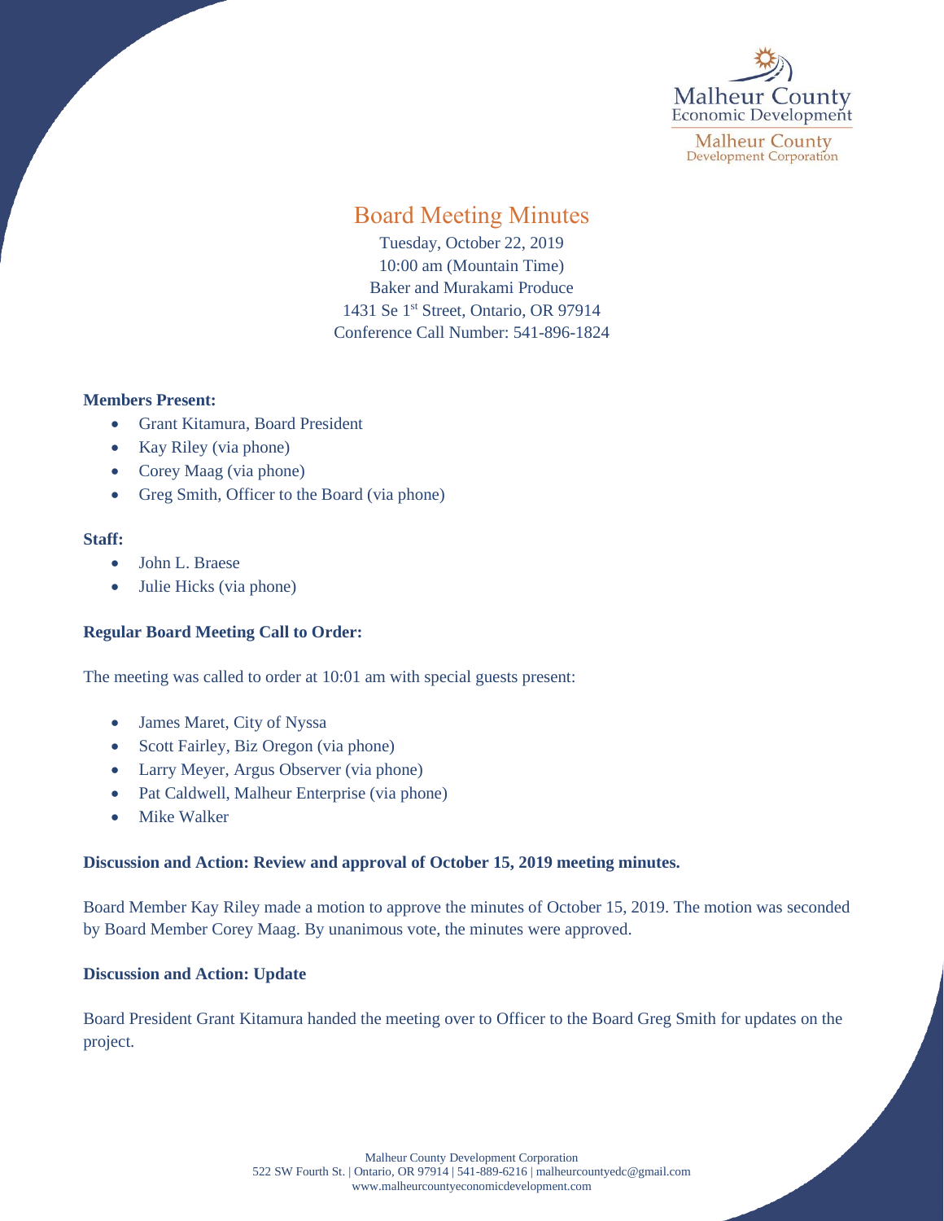Malheur County
Economic Development

Malheur County
Development Corporation

# Board Meeting Minutes

Tuesday, October 22, 2019
10:00 am (Mountain Time)
Baker and Murakami Produce
1431 Se 1st Street, Ontario, OR 97914
Conference Call Number: 541-896-1824

**Members Present:**

- Grant Kitamura, Board President
- Kay Riley (via phone)
- Corey Maag (via phone)
- Greg Smith, Officer to the Board (via phone)

**Staff:**

- John L. Braese
- Julie Hicks (via phone)

**Regular Board Meeting Call to Order:**

The meeting was called to order at 10:01 am with special guests present:

- James Maret, City of Nyssa
- Scott Fairley, Biz Oregon (via phone)
- Larry Meyer, Argus Observer (via phone)
- Pat Caldwell, Malheur Enterprise (via phone)
- Mike Walker

**Discussion and Action: Review and approval of October 15, 2019 meeting minutes.**

Board Member Kay Riley made a motion to approve the minutes of October 15, 2019. The motion was seconded by Board Member Corey Maag. By unanimous vote, the minutes were approved.

**Discussion and Action: Update**

Board President Grant Kitamura handed the meeting over to Officer to the Board Greg Smith for updates on the project.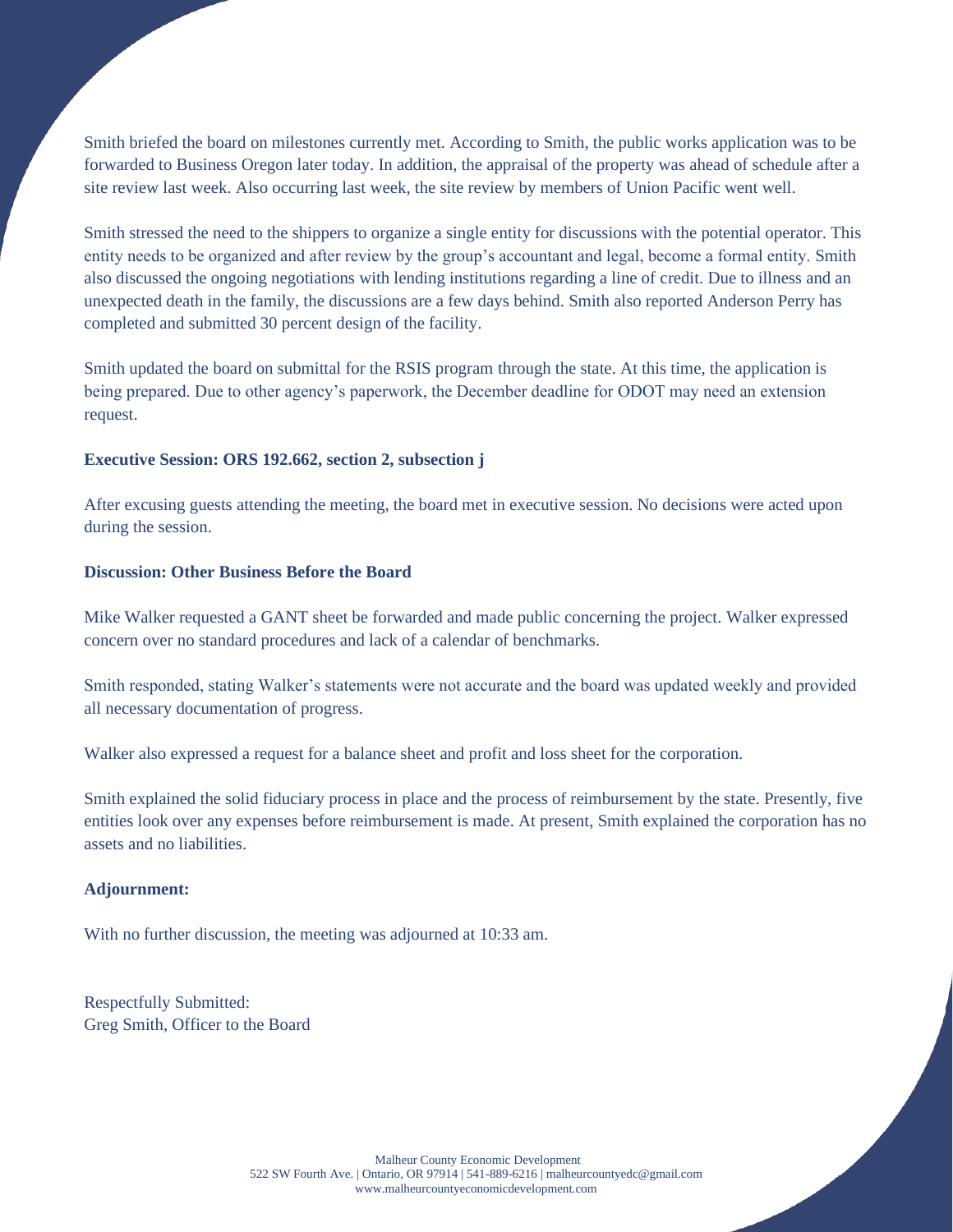Smith briefed the board on milestones currently met. According to Smith, the public works application was to be forwarded to Business Oregon later today. In addition, the appraisal of the property was ahead of schedule after a site review last week. Also occurring last week, the site review by members of Union Pacific went well.

Smith stressed the need to the shippers to organize a single entity for discussions with the potential operator. This entity needs to be organized and after review by the group's accountant and legal, become a formal entity. Smith also discussed the ongoing negotiations with lending institutions regarding a line of credit. Due to illness and an unexpected death in the family, the discussions are a few days behind. Smith also reported Anderson Perry has completed and submitted 30 percent design of the facility.

Smith updated the board on submittal for the RSIS program through the state. At this time, the application is being prepared. Due to other agency's paperwork, the December deadline for ODOT may need an extension request.

**Executive Session: ORS 192.662, section 2, subsection j**

After excusing guests attending the meeting, the board met in executive session. No decisions were acted upon during the session.

**Discussion: Other Business Before the Board**

Mike Walker requested a GANT sheet be forwarded and made public concerning the project. Walker expressed concern over no standard procedures and lack of a calendar of benchmarks.

Smith responded, stating Walker's statements were not accurate and the board was updated weekly and provided all necessary documentation of progress.

Walker also expressed a request for a balance sheet and profit and loss sheet for the corporation.

Smith explained the solid fiduciary process in place and the process of reimbursement by the state. Presently, five entities look over any expenses before reimbursement is made. At present, Smith explained the corporation has no assets and no liabilities.

**Adjournment:**

With no further discussion, the meeting was adjourned at 10:33 am.

Respectfully Submitted:
Greg Smith, Officer to the Board

Malheur County Economic Development
522 SW Fourth Ave. | Ontario, OR 97914 | 541-889-6216 | malheurcountyedc@gmail.com
www.malheurcountyeconomicdevelopment.com